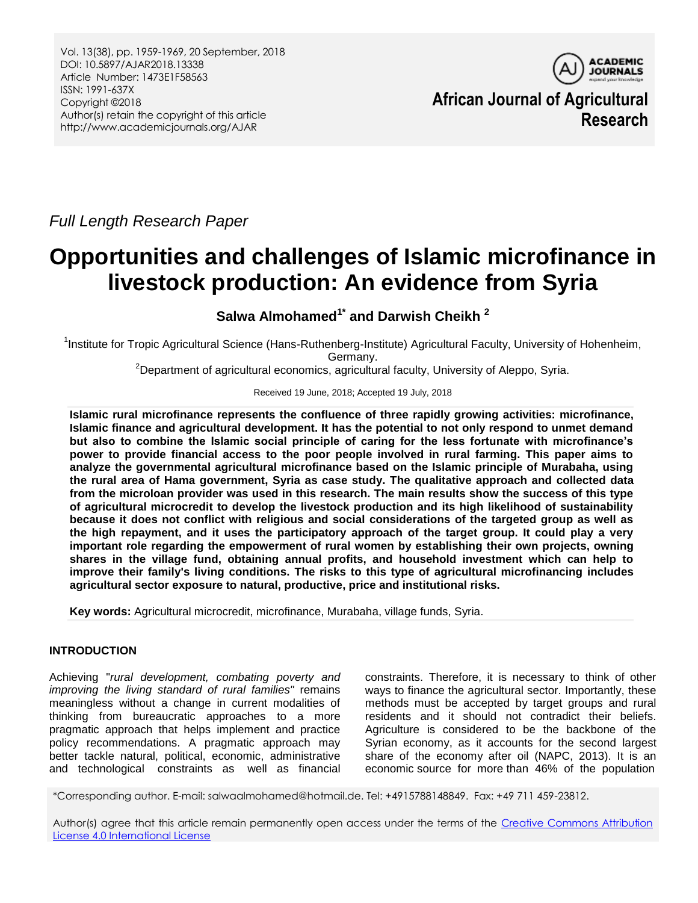Full Length Research Paper

# Opportunities and challenges of Islamic microfinance in livestock production: An evidence from Syria

**Salwa Almohamed[1*] and Darwish Cheikh [2]**

[1]Institute for Tropic Agricultural Science (Hans-Ruthenberg-Institute) Agricultural Faculty, University of Hohenheim, Germany.
[2]Department of agricultural economics, agricultural faculty, University of Aleppo, Syria.

Received 19 June, 2018; Accepted 19 July, 2018

**Islamic rural microfinance represents the confluence of three rapidly growing activities: microfinance, Islamic finance and agricultural development. It has the potential to not only respond to unmet demand but also to combine the Islamic social principle of caring for the less fortunate with microfinance's power to provide financial access to the poor people involved in rural farming. This paper aims to analyze the governmental agricultural microfinance based on the Islamic principle of Murabaha, using the rural area of Hama government, Syria as case study. The qualitative approach and collected data from the microloan provider was used in this research. The main results show the success of this type of agricultural microcredit to develop the livestock production and its high likelihood of sustainability because it does not conflict with religious and social considerations of the targeted group as well as the high repayment, and it uses the participatory approach of the target group. It could play a very important role regarding the empowerment of rural women by establishing their own projects, owning shares in the village fund, obtaining annual profits, and household investment which can help to improve their family's living conditions. The risks to this type of agricultural microfinancing includes agricultural sector exposure to natural, productive, price and institutional risks.**

**Key words:** Agricultural microcredit, microfinance, Murabaha, village funds, Syria.

## INTRODUCTION

Achieving "*rural development, combating poverty and improving the living standard of rural families"* remains meaningless without a change in current modalities of thinking from bureaucratic approaches to a more pragmatic approach that helps implement and practice policy recommendations. A pragmatic approach may better tackle natural, political, economic, administrative and technological constraints as well as financial constraints. Therefore, it is necessary to think of other ways to finance the agricultural sector. Importantly, these methods must be accepted by target groups and rural residents and it should not contradict their beliefs. Agriculture is considered to be the backbone of the Syrian economy, as it accounts for the second largest share of the economy after oil (NAPC, 2013). It is an economic source for more than 46% of the population

*Corresponding author. E-mail: salwaalmohamed@hotmail.de. Tel: +4915788148849. Fax: +49 711 459-23812.

Author(s) agree that this article remain permanently open access under the terms of the Creative Commons Attribution License 4.0 International License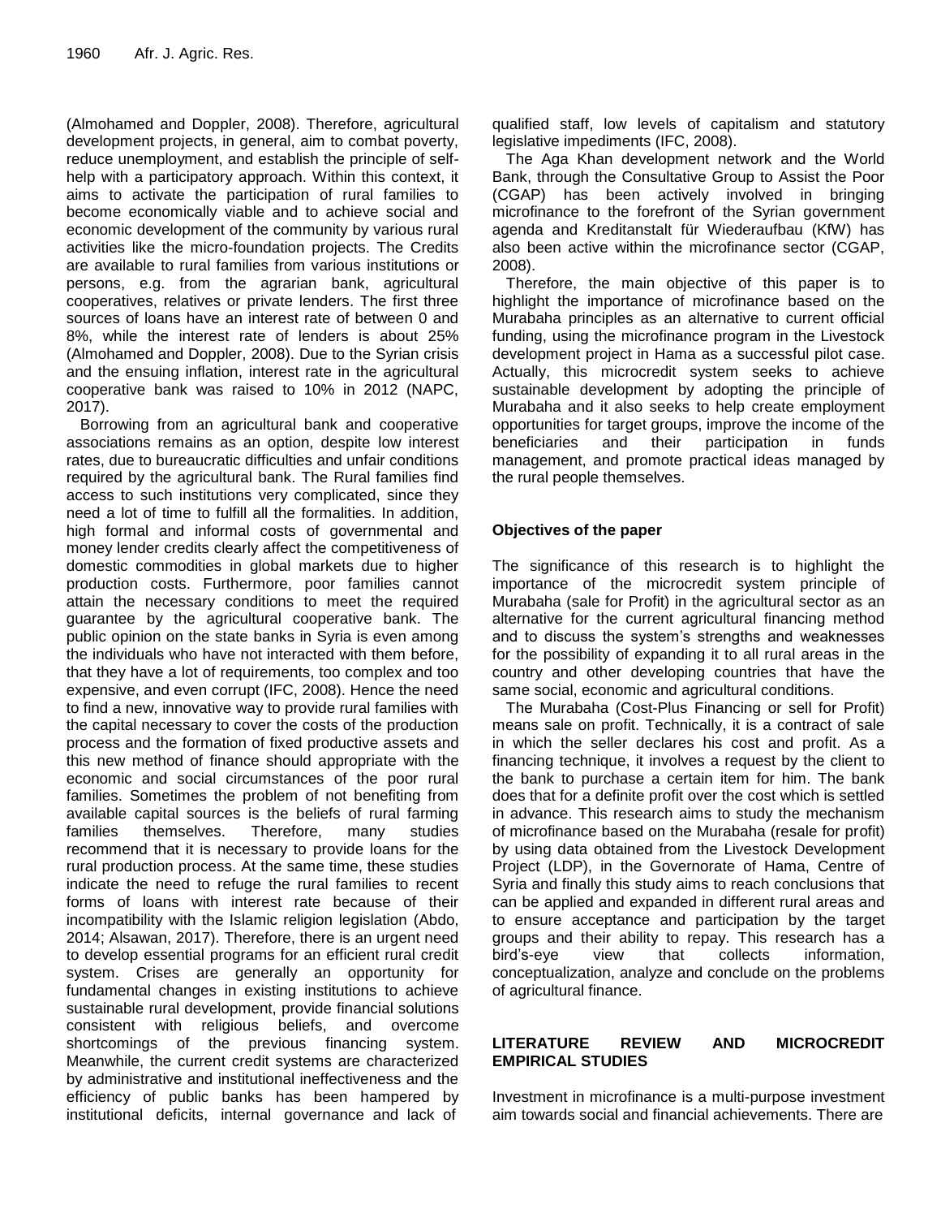(Almohamed and Doppler, 2008). Therefore, agricultural development projects, in general, aim to combat poverty, reduce unemployment, and establish the principle of self-help with a participatory approach. Within this context, it aims to activate the participation of rural families to become economically viable and to achieve social and economic development of the community by various rural activities like the micro-foundation projects. The Credits are available to rural families from various institutions or persons, e.g. from the agrarian bank, agricultural cooperatives, relatives or private lenders. The first three sources of loans have an interest rate of between 0 and 8%, while the interest rate of lenders is about 25% (Almohamed and Doppler, 2008). Due to the Syrian crisis and the ensuing inflation, interest rate in the agricultural cooperative bank was raised to 10% in 2012 (NAPC, 2017).

Borrowing from an agricultural bank and cooperative associations remains as an option, despite low interest rates, due to bureaucratic difficulties and unfair conditions required by the agricultural bank. The Rural families find access to such institutions very complicated, since they need a lot of time to fulfill all the formalities. In addition, high formal and informal costs of governmental and money lender credits clearly affect the competitiveness of domestic commodities in global markets due to higher production costs. Furthermore, poor families cannot attain the necessary conditions to meet the required guarantee by the agricultural cooperative bank. The public opinion on the state banks in Syria is even among the individuals who have not interacted with them before, that they have a lot of requirements, too complex and too expensive, and even corrupt (IFC, 2008). Hence the need to find a new, innovative way to provide rural families with the capital necessary to cover the costs of the production process and the formation of fixed productive assets and this new method of finance should appropriate with the economic and social circumstances of the poor rural families. Sometimes the problem of not benefiting from available capital sources is the beliefs of rural farming families themselves. Therefore, many studies recommend that it is necessary to provide loans for the rural production process. At the same time, these studies indicate the need to refuge the rural families to recent forms of loans with interest rate because of their incompatibility with the Islamic religion legislation (Abdo, 2014; Alsawan, 2017). Therefore, there is an urgent need to develop essential programs for an efficient rural credit system. Crises are generally an opportunity for fundamental changes in existing institutions to achieve sustainable rural development, provide financial solutions consistent with religious beliefs, and overcome shortcomings of the previous financing system. Meanwhile, the current credit systems are characterized by administrative and institutional ineffectiveness and the efficiency of public banks has been hampered by institutional deficits, internal governance and lack of qualified staff, low levels of capitalism and statutory legislative impediments (IFC, 2008).

The Aga Khan development network and the World Bank, through the Consultative Group to Assist the Poor (CGAP) has been actively involved in bringing microfinance to the forefront of the Syrian government agenda and Kreditanstalt für Wiederaufbau (KfW) has also been active within the microfinance sector (CGAP, 2008).

Therefore, the main objective of this paper is to highlight the importance of microfinance based on the Murabaha principles as an alternative to current official funding, using the microfinance program in the Livestock development project in Hama as a successful pilot case. Actually, this microcredit system seeks to achieve sustainable development by adopting the principle of Murabaha and it also seeks to help create employment opportunities for target groups, improve the income of the beneficiaries and their participation in funds management, and promote practical ideas managed by the rural people themselves.

## Objectives of the paper

The significance of this research is to highlight the importance of the microcredit system principle of Murabaha (sale for Profit) in the agricultural sector as an alternative for the current agricultural financing method and to discuss the system's strengths and weaknesses for the possibility of expanding it to all rural areas in the country and other developing countries that have the same social, economic and agricultural conditions.

The Murabaha (Cost-Plus Financing or sell for Profit) means sale on profit. Technically, it is a contract of sale in which the seller declares his cost and profit. As a financing technique, it involves a request by the client to the bank to purchase a certain item for him. The bank does that for a definite profit over the cost which is settled in advance. This research aims to study the mechanism of microfinance based on the Murabaha (resale for profit) by using data obtained from the Livestock Development Project (LDP), in the Governorate of Hama, Centre of Syria and finally this study aims to reach conclusions that can be applied and expanded in different rural areas and to ensure acceptance and participation by the target groups and their ability to repay. This research has a bird's-eye view that collects information, conceptualization, analyze and conclude on the problems of agricultural finance.

## LITERATURE REVIEW AND MICROCREDIT EMPIRICAL STUDIES

Investment in microfinance is a multi-purpose investment aim towards social and financial achievements. There are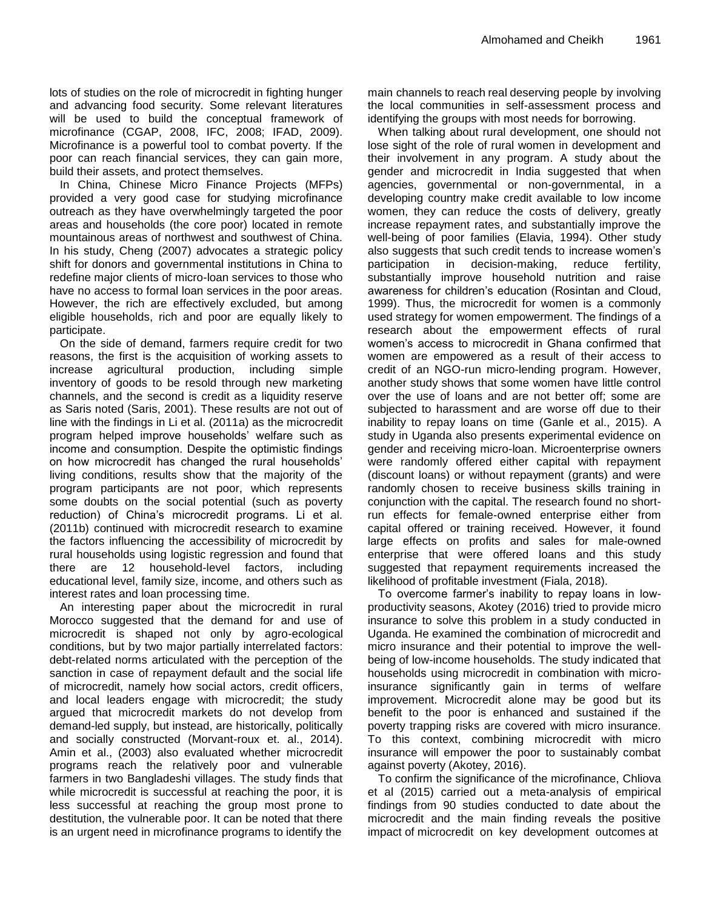lots of studies on the role of microcredit in fighting hunger and advancing food security. Some relevant literatures will be used to build the conceptual framework of microfinance (CGAP, 2008, IFC, 2008; IFAD, 2009). Microfinance is a powerful tool to combat poverty. If the poor can reach financial services, they can gain more, build their assets, and protect themselves.

In China, Chinese Micro Finance Projects (MFPs) provided a very good case for studying microfinance outreach as they have overwhelmingly targeted the poor areas and households (the core poor) located in remote mountainous areas of northwest and southwest of China. In his study, Cheng (2007) advocates a strategic policy shift for donors and governmental institutions in China to redefine major clients of micro-loan services to those who have no access to formal loan services in the poor areas. However, the rich are effectively excluded, but among eligible households, rich and poor are equally likely to participate.

On the side of demand, farmers require credit for two reasons, the first is the acquisition of working assets to increase agricultural production, including simple inventory of goods to be resold through new marketing channels, and the second is credit as a liquidity reserve as Saris noted (Saris, 2001). These results are not out of line with the findings in Li et al. (2011a) as the microcredit program helped improve households' welfare such as income and consumption. Despite the optimistic findings on how microcredit has changed the rural households' living conditions, results show that the majority of the program participants are not poor, which represents some doubts on the social potential (such as poverty reduction) of China's microcredit programs. Li et al. (2011b) continued with microcredit research to examine the factors influencing the accessibility of microcredit by rural households using logistic regression and found that there are 12 household-level factors, including educational level, family size, income, and others such as interest rates and loan processing time.

An interesting paper about the microcredit in rural Morocco suggested that the demand for and use of microcredit is shaped not only by agro-ecological conditions, but by two major partially interrelated factors: debt-related norms articulated with the perception of the sanction in case of repayment default and the social life of microcredit, namely how social actors, credit officers, and local leaders engage with microcredit; the study argued that microcredit markets do not develop from demand-led supply, but instead, are historically, politically and socially constructed (Morvant-roux et. al., 2014). Amin et al., (2003) also evaluated whether microcredit programs reach the relatively poor and vulnerable farmers in two Bangladeshi villages. The study finds that while microcredit is successful at reaching the poor, it is less successful at reaching the group most prone to destitution, the vulnerable poor. It can be noted that there is an urgent need in microfinance programs to identify the main channels to reach real deserving people by involving the local communities in self-assessment process and identifying the groups with most needs for borrowing.

When talking about rural development, one should not lose sight of the role of rural women in development and their involvement in any program. A study about the gender and microcredit in India suggested that when agencies, governmental or non-governmental, in a developing country make credit available to low income women, they can reduce the costs of delivery, greatly increase repayment rates, and substantially improve the well-being of poor families (Elavia, 1994). Other study also suggests that such credit tends to increase women's participation in decision-making, reduce fertility, substantially improve household nutrition and raise awareness for children's education (Rosintan and Cloud, 1999). Thus, the microcredit for women is a commonly used strategy for women empowerment. The findings of a research about the empowerment effects of rural women's access to microcredit in Ghana confirmed that women are empowered as a result of their access to credit of an NGO-run micro-lending program. However, another study shows that some women have little control over the use of loans and are not better off; some are subjected to harassment and are worse off due to their inability to repay loans on time (Ganle et al., 2015). A study in Uganda also presents experimental evidence on gender and receiving micro-loan. Microenterprise owners were randomly offered either capital with repayment (discount loans) or without repayment (grants) and were randomly chosen to receive business skills training in conjunction with the capital. The research found no short-run effects for female-owned enterprise either from capital offered or training received. However, it found large effects on profits and sales for male-owned enterprise that were offered loans and this study suggested that repayment requirements increased the likelihood of profitable investment (Fiala, 2018).

To overcome farmer's inability to repay loans in low-productivity seasons, Akotey (2016) tried to provide micro insurance to solve this problem in a study conducted in Uganda. He examined the combination of microcredit and micro insurance and their potential to improve the well-being of low-income households. The study indicated that households using microcredit in combination with micro-insurance significantly gain in terms of welfare improvement. Microcredit alone may be good but its benefit to the poor is enhanced and sustained if the poverty trapping risks are covered with micro insurance. To this context, combining microcredit with micro insurance will empower the poor to sustainably combat against poverty (Akotey, 2016).

To confirm the significance of the microfinance, Chliova et al (2015) carried out a meta-analysis of empirical findings from 90 studies conducted to date about the microcredit and the main finding reveals the positive impact of microcredit on key development outcomes at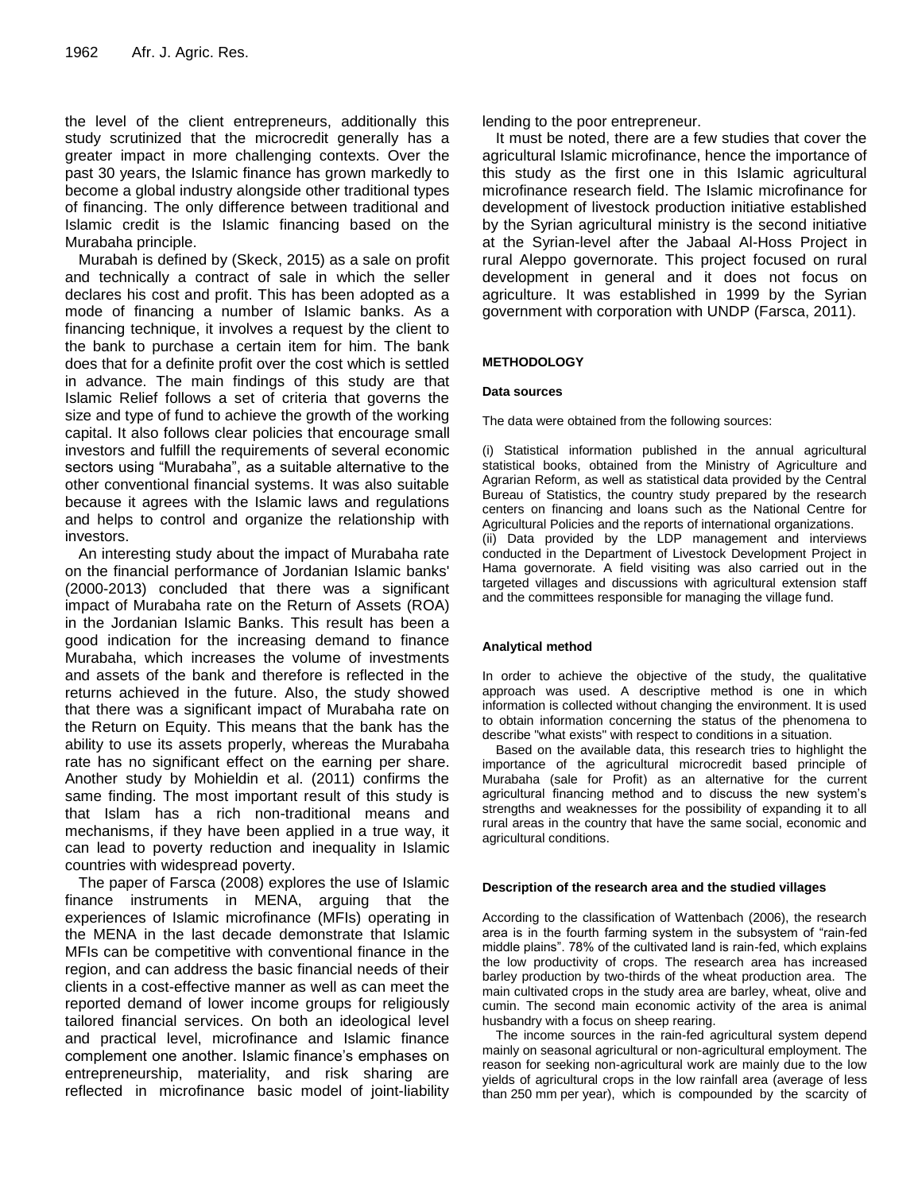the level of the client entrepreneurs, additionally this study scrutinized that the microcredit generally has a greater impact in more challenging contexts. Over the past 30 years, the Islamic finance has grown markedly to become a global industry alongside other traditional types of financing. The only difference between traditional and Islamic credit is the Islamic financing based on the Murabaha principle.

Murabah is defined by (Skeck, 2015) as a sale on profit and technically a contract of sale in which the seller declares his cost and profit. This has been adopted as a mode of financing a number of Islamic banks. As a financing technique, it involves a request by the client to the bank to purchase a certain item for him. The bank does that for a definite profit over the cost which is settled in advance. The main findings of this study are that Islamic Relief follows a set of criteria that governs the size and type of fund to achieve the growth of the working capital. It also follows clear policies that encourage small investors and fulfill the requirements of several economic sectors using "Murabaha", as a suitable alternative to the other conventional financial systems. It was also suitable because it agrees with the Islamic laws and regulations and helps to control and organize the relationship with investors.

An interesting study about the impact of Murabaha rate on the financial performance of Jordanian Islamic banks' (2000-2013) concluded that there was a significant impact of Murabaha rate on the Return of Assets (ROA) in the Jordanian Islamic Banks. This result has been a good indication for the increasing demand to finance Murabaha, which increases the volume of investments and assets of the bank and therefore is reflected in the returns achieved in the future. Also, the study showed that there was a significant impact of Murabaha rate on the Return on Equity. This means that the bank has the ability to use its assets properly, whereas the Murabaha rate has no significant effect on the earning per share. Another study by Mohieldin et al. (2011) confirms the same finding. The most important result of this study is that Islam has a rich non-traditional means and mechanisms, if they have been applied in a true way, it can lead to poverty reduction and inequality in Islamic countries with widespread poverty.

The paper of Farsca (2008) explores the use of Islamic finance instruments in MENA, arguing that the experiences of Islamic microfinance (MFIs) operating in the MENA in the last decade demonstrate that Islamic MFIs can be competitive with conventional finance in the region, and can address the basic financial needs of their clients in a cost-effective manner as well as can meet the reported demand of lower income groups for religiously tailored financial services. On both an ideological level and practical level, microfinance and Islamic finance complement one another. Islamic finance's emphases on entrepreneurship, materiality, and risk sharing are reflected in microfinance basic model of joint-liability lending to the poor entrepreneur.

It must be noted, there are a few studies that cover the agricultural Islamic microfinance, hence the importance of this study as the first one in this Islamic agricultural microfinance research field. The Islamic microfinance for development of livestock production initiative established by the Syrian agricultural ministry is the second initiative at the Syrian-level after the Jabaal Al-Hoss Project in rural Aleppo governorate. This project focused on rural development in general and it does not focus on agriculture. It was established in 1999 by the Syrian government with corporation with UNDP (Farsca, 2011).

## METHODOLOGY

### Data sources

The data were obtained from the following sources:

(i) Statistical information published in the annual agricultural statistical books, obtained from the Ministry of Agriculture and Agrarian Reform, as well as statistical data provided by the Central Bureau of Statistics, the country study prepared by the research centers on financing and loans such as the National Centre for Agricultural Policies and the reports of international organizations.
(ii) Data provided by the LDP management and interviews conducted in the Department of Livestock Development Project in Hama governorate. A field visiting was also carried out in the targeted villages and discussions with agricultural extension staff and the committees responsible for managing the village fund.

### Analytical method

In order to achieve the objective of the study, the qualitative approach was used. A descriptive method is one in which information is collected without changing the environment. It is used to obtain information concerning the status of the phenomena to describe "what exists" with respect to conditions in a situation.

Based on the available data, this research tries to highlight the importance of the agricultural microcredit based principle of Murabaha (sale for Profit) as an alternative for the current agricultural financing method and to discuss the new system's strengths and weaknesses for the possibility of expanding it to all rural areas in the country that have the same social, economic and agricultural conditions.

### Description of the research area and the studied villages

According to the classification of Wattenbach (2006), the research area is in the fourth farming system in the subsystem of "rain-fed middle plains". 78% of the cultivated land is rain-fed, which explains the low productivity of crops. The research area has increased barley production by two-thirds of the wheat production area. The main cultivated crops in the study area are barley, wheat, olive and cumin. The second main economic activity of the area is animal husbandry with a focus on sheep rearing.

The income sources in the rain-fed agricultural system depend mainly on seasonal agricultural or non-agricultural employment. The reason for seeking non-agricultural work are mainly due to the low yields of agricultural crops in the low rainfall area (average of less than 250 mm per year), which is compounded by the scarcity of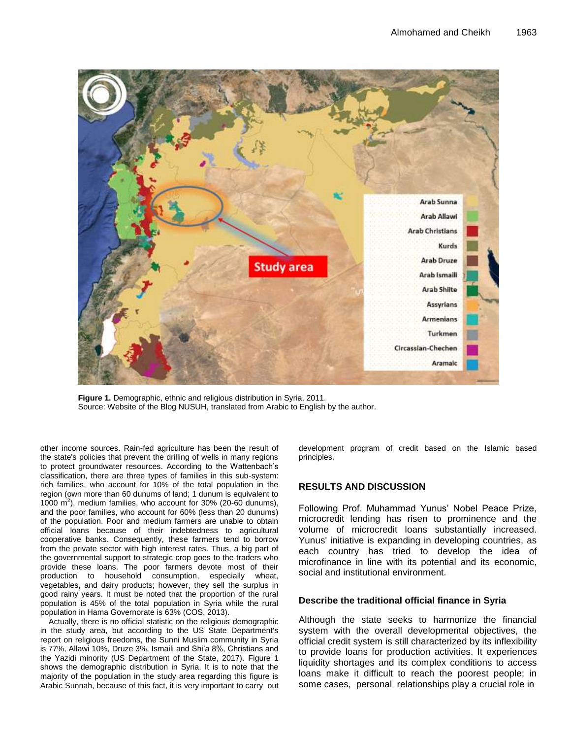**Figure 1.** Demographic, ethnic and religious distribution in Syria, 2011.
Source: Website of the Blog NUSUH, translated from Arabic to English by the author.

other income sources. Rain-fed agriculture has been the result of the state's policies that prevent the drilling of wells in many regions to protect groundwater resources. According to the Wattenbach's classification, there are three types of families in this sub-system: rich families, who account for 10% of the total population in the region (own more than 60 dunums of land; 1 dunum is equivalent to 1000 $m^2$), medium families, who account for 30% (20-60 dunums), and the poor families, who account for 60% (less than 20 dunums) of the population. Poor and medium farmers are unable to obtain official loans because of their indebtedness to agricultural cooperative banks. Consequently, these farmers tend to borrow from the private sector with high interest rates. Thus, a big part of the governmental support to strategic crop goes to the traders who provide these loans. The poor farmers devote most of their production to household consumption, especially wheat, vegetables, and dairy products; however, they sell the surplus in good rainy years. It must be noted that the proportion of the rural population is 45% of the total population in Syria while the rural population in Hama Governorate is 63% (COS, 2013).

Actually, there is no official statistic on the religious demographic in the study area, but according to the US State Department's report on religious freedoms, the Sunni Muslim community in Syria is 77%, Allawi 10%, Druze 3%, Ismaili and Shi'a 8%, Christians and the Yazidi minority (US Department of the State, 2017). Figure 1 shows the demographic distribution in Syria. It is to note that the majority of the population in the study area regarding this figure is Arabic Sunnah, because of this fact, it is very important to carry out development program of credit based on the Islamic based principles.

## RESULTS AND DISCUSSION

Following Prof. Muhammad Yunus' Nobel Peace Prize, microcredit lending has risen to prominence and the volume of microcredit loans substantially increased. Yunus' initiative is expanding in developing countries, as each country has tried to develop the idea of microfinance in line with its potential and its economic, social and institutional environment.

### Describe the traditional official finance in Syria

Although the state seeks to harmonize the financial system with the overall developmental objectives, the official credit system is still characterized by its inflexibility to provide loans for production activities. It experiences liquidity shortages and its complex conditions to access loans make it difficult to reach the poorest people; in some cases, personal relationships play a crucial role in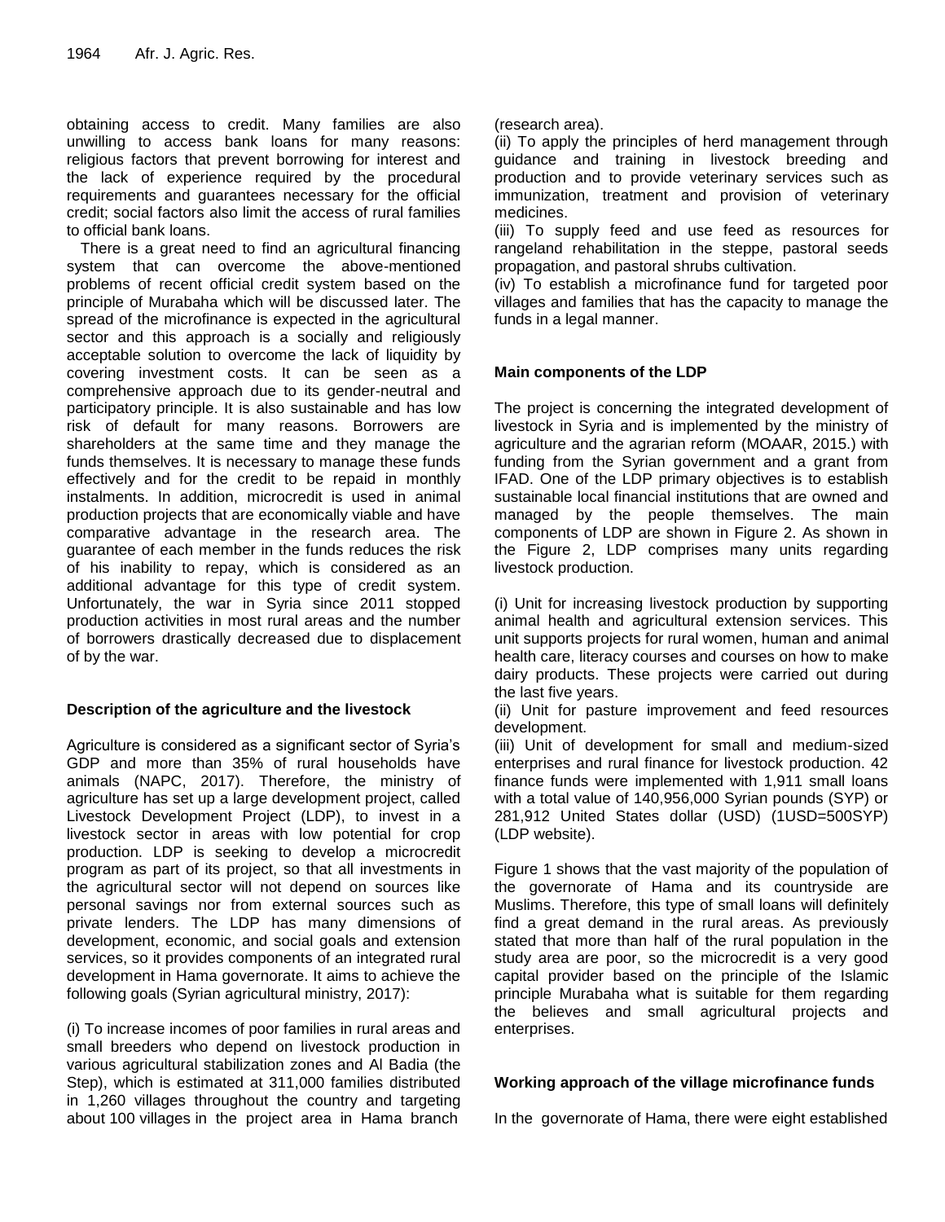obtaining access to credit. Many families are also unwilling to access bank loans for many reasons: religious factors that prevent borrowing for interest and the lack of experience required by the procedural requirements and guarantees necessary for the official credit; social factors also limit the access of rural families to official bank loans.

There is a great need to find an agricultural financing system that can overcome the above-mentioned problems of recent official credit system based on the principle of Murabaha which will be discussed later. The spread of the microfinance is expected in the agricultural sector and this approach is a socially and religiously acceptable solution to overcome the lack of liquidity by covering investment costs. It can be seen as a comprehensive approach due to its gender-neutral and participatory principle. It is also sustainable and has low risk of default for many reasons. Borrowers are shareholders at the same time and they manage the funds themselves. It is necessary to manage these funds effectively and for the credit to be repaid in monthly instalments. In addition, microcredit is used in animal production projects that are economically viable and have comparative advantage in the research area. The guarantee of each member in the funds reduces the risk of his inability to repay, which is considered as an additional advantage for this type of credit system. Unfortunately, the war in Syria since 2011 stopped production activities in most rural areas and the number of borrowers drastically decreased due to displacement of by the war.

### Description of the agriculture and the livestock

Agriculture is considered as a significant sector of Syria's GDP and more than 35% of rural households have animals (NAPC, 2017). Therefore, the ministry of agriculture has set up a large development project, called Livestock Development Project (LDP), to invest in a livestock sector in areas with low potential for crop production. LDP is seeking to develop a microcredit program as part of its project, so that all investments in the agricultural sector will not depend on sources like personal savings nor from external sources such as private lenders. The LDP has many dimensions of development, economic, and social goals and extension services, so it provides components of an integrated rural development in Hama governorate. It aims to achieve the following goals (Syrian agricultural ministry, 2017):

(i) To increase incomes of poor families in rural areas and small breeders who depend on livestock production in various agricultural stabilization zones and Al Badia (the Step), which is estimated at 311,000 families distributed in 1,260 villages throughout the country and targeting about 100 villages in the project area in Hama branch (research area).

(ii) To apply the principles of herd management through guidance and training in livestock breeding and production and to provide veterinary services such as immunization, treatment and provision of veterinary medicines.

(iii) To supply feed and use feed as resources for rangeland rehabilitation in the steppe, pastoral seeds propagation, and pastoral shrubs cultivation.

(iv) To establish a microfinance fund for targeted poor villages and families that has the capacity to manage the funds in a legal manner.

### Main components of the LDP

The project is concerning the integrated development of livestock in Syria and is implemented by the ministry of agriculture and the agrarian reform (MOAAR, 2015.) with funding from the Syrian government and a grant from IFAD. One of the LDP primary objectives is to establish sustainable local financial institutions that are owned and managed by the people themselves. The main components of LDP are shown in Figure 2. As shown in the Figure 2, LDP comprises many units regarding livestock production.

(i) Unit for increasing livestock production by supporting animal health and agricultural extension services. This unit supports projects for rural women, human and animal health care, literacy courses and courses on how to make dairy products. These projects were carried out during the last five years.

(ii) Unit for pasture improvement and feed resources development.

(iii) Unit of development for small and medium-sized enterprises and rural finance for livestock production. 42 finance funds were implemented with 1,911 small loans with a total value of 140,956,000 Syrian pounds (SYP) or 281,912 United States dollar (USD) (1USD=500SYP) (LDP website).

Figure 1 shows that the vast majority of the population of the governorate of Hama and its countryside are Muslims. Therefore, this type of small loans will definitely find a great demand in the rural areas. As previously stated that more than half of the rural population in the study area are poor, so the microcredit is a very good capital provider based on the principle of the Islamic principle Murabaha what is suitable for them regarding the believes and small agricultural projects and enterprises.

### Working approach of the village microfinance funds

In the governorate of Hama, there were eight established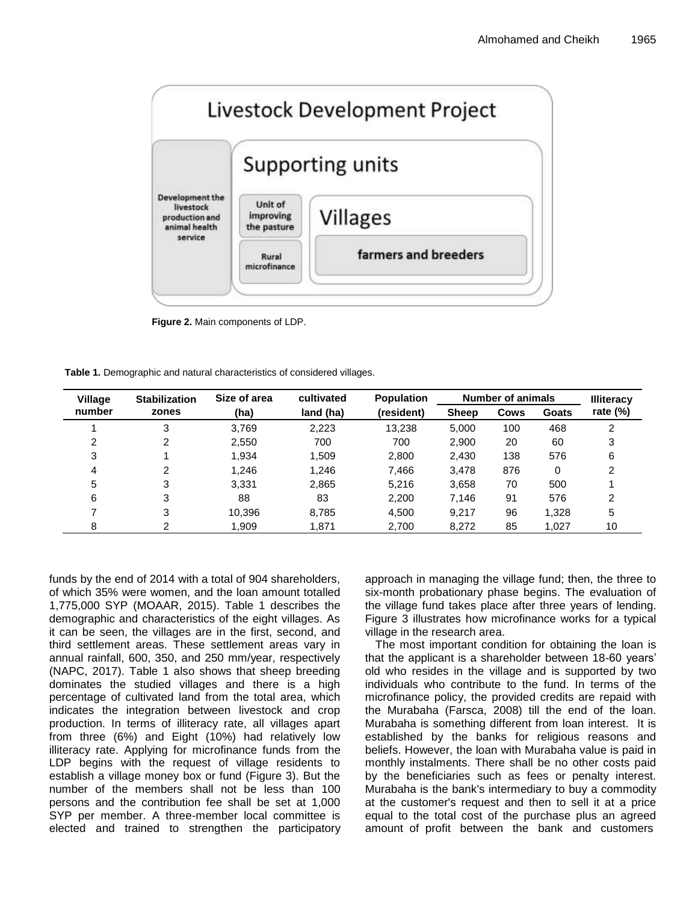Figure 2. Main components of LDP.

Table 1. Demographic and natural characteristics of considered villages.

| Village number | Stabilization zones | Size of area (ha) | cultivated land (ha) | Population (resident) | Number of animals | | | Illiteracy rate (%) |
|---|---|---|---|---|---|---|---|---|
| | | | | | Sheep | Cows | Goats | |
| 1 | 3 | 3,769 | 2,223 | 13,238 | 5,000 | 100 | 468 | 2 |
| 2 | 2 | 2,550 | 700 | 700 | 2,900 | 20 | 60 | 3 |
| 3 | 1 | 1,934 | 1,509 | 2,800 | 2,430 | 138 | 576 | 6 |
| 4 | 2 | 1,246 | 1,246 | 7,466 | 3,478 | 876 | 0 | 2 |
| 5 | 3 | 3,331 | 2,865 | 5,216 | 3,658 | 70 | 500 | 1 |
| 6 | 3 | 88 | 83 | 2,200 | 7,146 | 91 | 576 | 2 |
| 7 | 3 | 10,396 | 8,785 | 4,500 | 9,217 | 96 | 1,328 | 5 |
| 8 | 2 | 1,909 | 1,871 | 2,700 | 8,272 | 85 | 1,027 | 10 |

funds by the end of 2014 with a total of 904 shareholders, of which 35% were women, and the loan amount totalled 1,775,000 SYP (MOAAR, 2015). Table 1 describes the demographic and characteristics of the eight villages. As it can be seen, the villages are in the first, second, and third settlement areas. These settlement areas vary in annual rainfall, 600, 350, and 250 mm/year, respectively (NAPC, 2017). Table 1 also shows that sheep breeding dominates the studied villages and there is a high percentage of cultivated land from the total area, which indicates the integration between livestock and crop production. In terms of illiteracy rate, all villages apart from three (6%) and Eight (10%) had relatively low illiteracy rate. Applying for microfinance funds from the LDP begins with the request of village residents to establish a village money box or fund (Figure 3). But the number of the members shall not be less than 100 persons and the contribution fee shall be set at 1,000 SYP per member. A three-member local committee is elected and trained to strengthen the participatory approach in managing the village fund; then, the three to six-month probationary phase begins. The evaluation of the village fund takes place after three years of lending. Figure 3 illustrates how microfinance works for a typical village in the research area.

The most important condition for obtaining the loan is that the applicant is a shareholder between 18-60 years' old who resides in the village and is supported by two individuals who contribute to the fund. In terms of the microfinance policy, the provided credits are repaid with the Murabaha (Farsca, 2008) till the end of the loan. Murabaha is something different from loan interest. It is established by the banks for religious reasons and beliefs. However, the loan with Murabaha value is paid in monthly instalments. There shall be no other costs paid by the beneficiaries such as fees or penalty interest. Murabaha is the bank's intermediary to buy a commodity at the customer's request and then to sell it at a price equal to the total cost of the purchase plus an agreed amount of profit between the bank and customers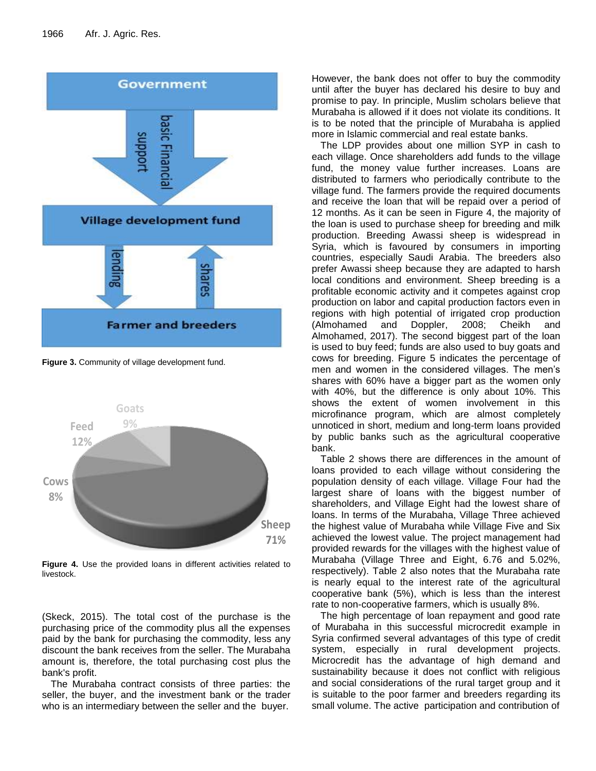Figure 3. Community of village development fund.

Figure 4. Use the provided loans in different activities related to livestock.

(Skeck, 2015). The total cost of the purchase is the purchasing price of the commodity plus all the expenses paid by the bank for purchasing the commodity, less any discount the bank receives from the seller. The Murabaha amount is, therefore, the total purchasing cost plus the bank's profit.

The Murabaha contract consists of three parties: the seller, the buyer, and the investment bank or the trader who is an intermediary between the seller and the buyer. However, the bank does not offer to buy the commodity until after the buyer has declared his desire to buy and promise to pay. In principle, Muslim scholars believe that Murabaha is allowed if it does not violate its conditions. It is to be noted that the principle of Murabaha is applied more in Islamic commercial and real estate banks.

The LDP provides about one million SYP in cash to each village. Once shareholders add funds to the village fund, the money value further increases. Loans are distributed to farmers who periodically contribute to the village fund. The farmers provide the required documents and receive the loan that will be repaid over a period of 12 months. As it can be seen in Figure 4, the majority of the loan is used to purchase sheep for breeding and milk production. Breeding Awassi sheep is widespread in Syria, which is favoured by consumers in importing countries, especially Saudi Arabia. The breeders also prefer Awassi sheep because they are adapted to harsh local conditions and environment. Sheep breeding is a profitable economic activity and it competes against crop production on labor and capital production factors even in regions with high potential of irrigated crop production (Almohamed and Doppler, 2008; Cheikh and Almohamed, 2017). The second biggest part of the loan is used to buy feed; funds are also used to buy goats and cows for breeding. Figure 5 indicates the percentage of men and women in the considered villages. The men's shares with 60% have a bigger part as the women only with 40%, but the difference is only about 10%. This shows the extent of women involvement in this microfinance program, which are almost completely unnoticed in short, medium and long-term loans provided by public banks such as the agricultural cooperative bank.

Table 2 shows there are differences in the amount of loans provided to each village without considering the population density of each village. Village Four had the largest share of loans with the biggest number of shareholders, and Village Eight had the lowest share of loans. In terms of the Murabaha, Village Three achieved the highest value of Murabaha while Village Five and Six achieved the lowest value. The project management had provided rewards for the villages with the highest value of Murabaha (Village Three and Eight, 6.76 and 5.02%, respectively). Table 2 also notes that the Murabaha rate is nearly equal to the interest rate of the agricultural cooperative bank (5%), which is less than the interest rate to non-cooperative farmers, which is usually 8%.

The high percentage of loan repayment and good rate of Murabaha in this successful microcredit example in Syria confirmed several advantages of this type of credit system, especially in rural development projects. Microcredit has the advantage of high demand and sustainability because it does not conflict with religious and social considerations of the rural target group and it is suitable to the poor farmer and breeders regarding its small volume. The active participation and contribution of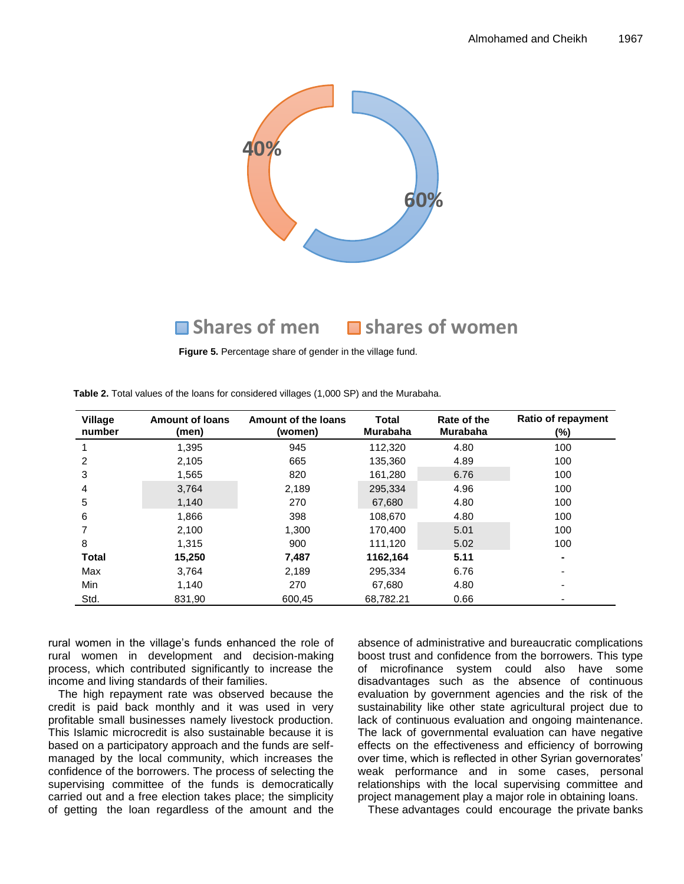**Figure 5.** Percentage share of gender in the village fund.

**Table 2.** Total values of the loans for considered villages (1,000 SP) and the Murabaha.

| Village number | Amount of loans (men) | Amount of the loans (women) | Total Murabaha | Rate of the Murabaha | Ratio of repayment (%) |
|---|---|---|---|---|---|
| 1 | 1,395 | 945 | 112,320 | 4.80 | 100 |
| 2 | 2,105 | 665 | 135,360 | 4.89 | 100 |
| 3 | 1,565 | 820 | 161,280 | 6.76 | 100 |
| 4 | 3,764 | 2,189 | 295,334 | 4.96 | 100 |
| 5 | 1,140 | 270 | 67,680 | 4.80 | 100 |
| 6 | 1,866 | 398 | 108,670 | 4.80 | 100 |
| 7 | 2,100 | 1,300 | 170,400 | 5.01 | 100 |
| 8 | 1,315 | 900 | 111,120 | 5.02 | 100 |
| **Total** | **15,250** | **7,487** | **1162,164** | **5.11** | **-** |
| Max | 3,764 | 2,189 | 295,334 | 6.76 | - |
| Min | 1,140 | 270 | 67,680 | 4.80 | - |
| Std. | 831,90 | 600,45 | 68,782.21 | 0.66 | - |

rural women in the village's funds enhanced the role of rural women in development and decision-making process, which contributed significantly to increase the income and living standards of their families.

The high repayment rate was observed because the credit is paid back monthly and it was used in very profitable small businesses namely livestock production. This Islamic microcredit is also sustainable because it is based on a participatory approach and the funds are self-managed by the local community, which increases the confidence of the borrowers. The process of selecting the supervising committee of the funds is democratically carried out and a free election takes place; the simplicity of getting the loan regardless of the amount and the absence of administrative and bureaucratic complications boost trust and confidence from the borrowers. This type of microfinance system could also have some disadvantages such as the absence of continuous evaluation by government agencies and the risk of the sustainability like other state agricultural project due to lack of continuous evaluation and ongoing maintenance. The lack of governmental evaluation can have negative effects on the effectiveness and efficiency of borrowing over time, which is reflected in other Syrian governorates' weak performance and in some cases, personal relationships with the local supervising committee and project management play a major role in obtaining loans.

These advantages could encourage the private banks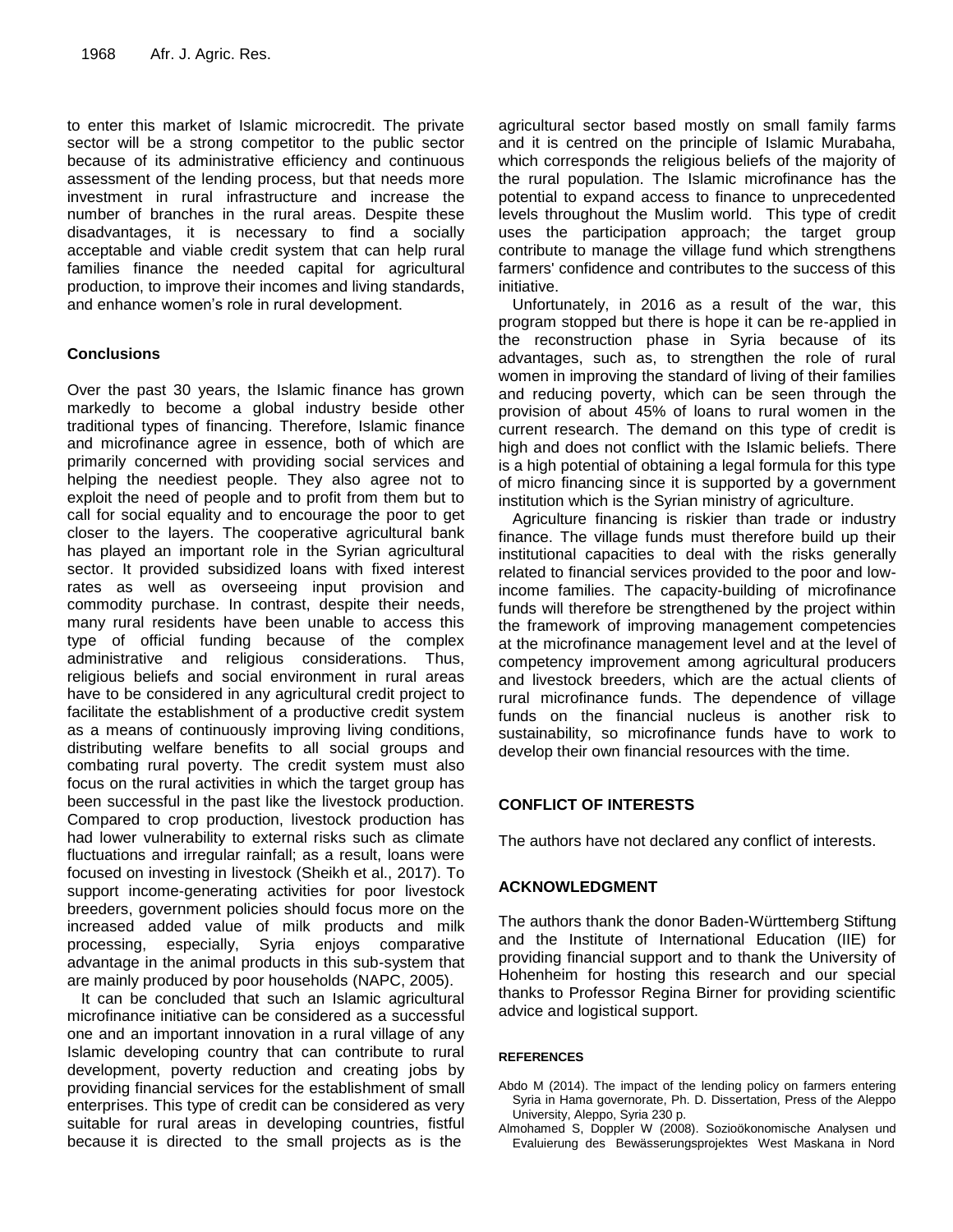to enter this market of Islamic microcredit. The private sector will be a strong competitor to the public sector because of its administrative efficiency and continuous assessment of the lending process, but that needs more investment in rural infrastructure and increase the number of branches in the rural areas. Despite these disadvantages, it is necessary to find a socially acceptable and viable credit system that can help rural families finance the needed capital for agricultural production, to improve their incomes and living standards, and enhance women's role in rural development.

## Conclusions

Over the past 30 years, the Islamic finance has grown markedly to become a global industry beside other traditional types of financing. Therefore, Islamic finance and microfinance agree in essence, both of which are primarily concerned with providing social services and helping the neediest people. They also agree not to exploit the need of people and to profit from them but to call for social equality and to encourage the poor to get closer to the layers. The cooperative agricultural bank has played an important role in the Syrian agricultural sector. It provided subsidized loans with fixed interest rates as well as overseeing input provision and commodity purchase. In contrast, despite their needs, many rural residents have been unable to access this type of official funding because of the complex administrative and religious considerations. Thus, religious beliefs and social environment in rural areas have to be considered in any agricultural credit project to facilitate the establishment of a productive credit system as a means of continuously improving living conditions, distributing welfare benefits to all social groups and combating rural poverty. The credit system must also focus on the rural activities in which the target group has been successful in the past like the livestock production. Compared to crop production, livestock production has had lower vulnerability to external risks such as climate fluctuations and irregular rainfall; as a result, loans were focused on investing in livestock (Sheikh et al., 2017). To support income-generating activities for poor livestock breeders, government policies should focus more on the increased added value of milk products and milk processing, especially, Syria enjoys comparative advantage in the animal products in this sub-system that are mainly produced by poor households (NAPC, 2005).

It can be concluded that such an Islamic agricultural microfinance initiative can be considered as a successful one and an important innovation in a rural village of any Islamic developing country that can contribute to rural development, poverty reduction and creating jobs by providing financial services for the establishment of small enterprises. This type of credit can be considered as very suitable for rural areas in developing countries, fistful because it is directed to the small projects as is the agricultural sector based mostly on small family farms and it is centred on the principle of Islamic Murabaha, which corresponds the religious beliefs of the majority of the rural population. The Islamic microfinance has the potential to expand access to finance to unprecedented levels throughout the Muslim world. This type of credit uses the participation approach; the target group contribute to manage the village fund which strengthens farmers' confidence and contributes to the success of this initiative.

Unfortunately, in 2016 as a result of the war, this program stopped but there is hope it can be re-applied in the reconstruction phase in Syria because of its advantages, such as, to strengthen the role of rural women in improving the standard of living of their families and reducing poverty, which can be seen through the provision of about 45% of loans to rural women in the current research. The demand on this type of credit is high and does not conflict with the Islamic beliefs. There is a high potential of obtaining a legal formula for this type of micro financing since it is supported by a government institution which is the Syrian ministry of agriculture.

Agriculture financing is riskier than trade or industry finance. The village funds must therefore build up their institutional capacities to deal with the risks generally related to financial services provided to the poor and low-income families. The capacity-building of microfinance funds will therefore be strengthened by the project within the framework of improving management competencies at the microfinance management level and at the level of competency improvement among agricultural producers and livestock breeders, which are the actual clients of rural microfinance funds. The dependence of village funds on the financial nucleus is another risk to sustainability, so microfinance funds have to work to develop their own financial resources with the time.

## CONFLICT OF INTERESTS

The authors have not declared any conflict of interests.

## ACKNOWLEDGMENT

The authors thank the donor Baden-Württemberg Stiftung and the Institute of International Education (IIE) for providing financial support and to thank the University of Hohenheim for hosting this research and our special thanks to Professor Regina Birner for providing scientific advice and logistical support.

## REFERENCES

Abdo M (2014). The impact of the lending policy on farmers entering Syria in Hama governorate, Ph. D. Dissertation, Press of the Aleppo University, Aleppo, Syria 230 p.

Almohamed S, Doppler W (2008). Sozioökonomische Analysen und Evaluierung des Bewässerungsprojektes West Maskana in Nord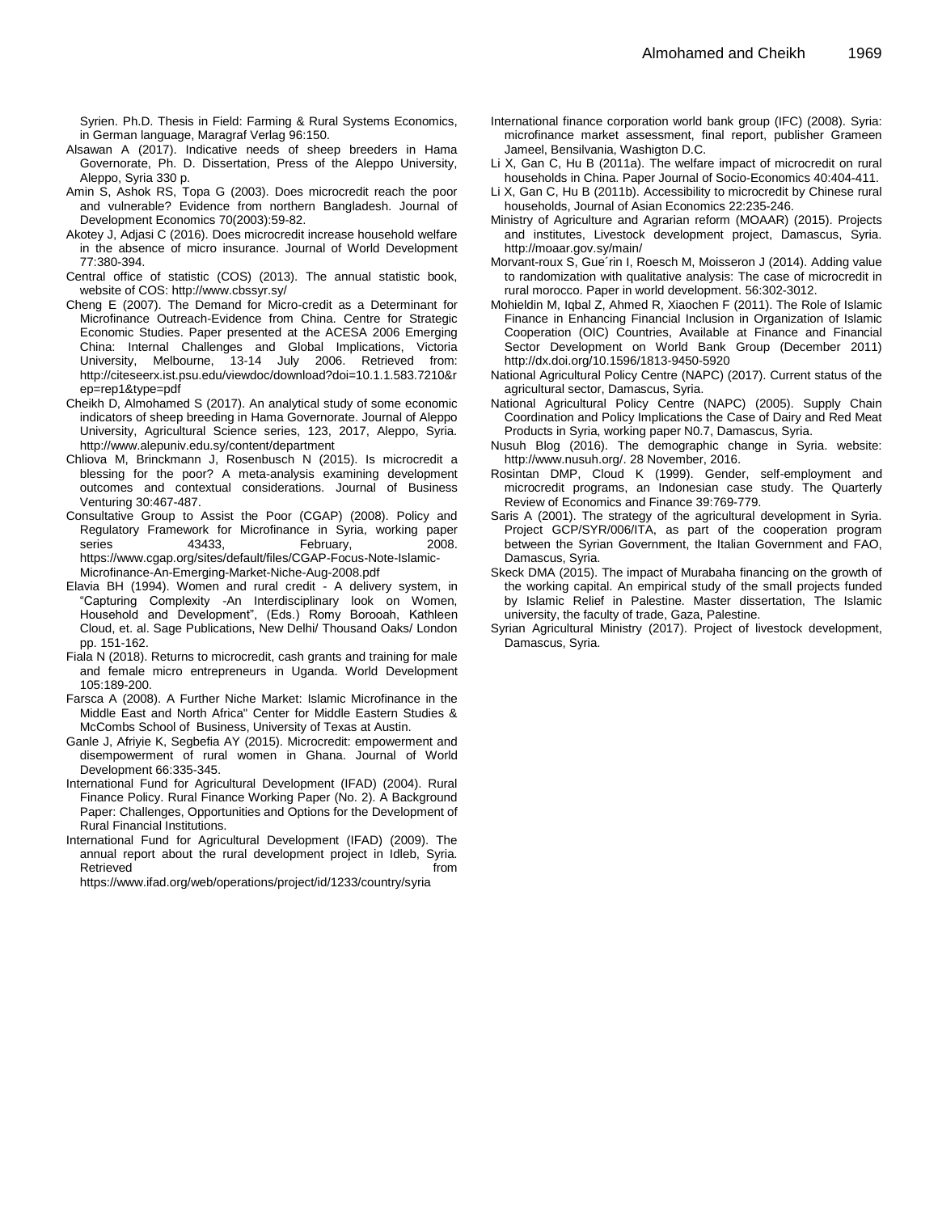Syrien. Ph.D. Thesis in Field: Farming & Rural Systems Economics, in German language, Maragraf Verlag 96:150.

Alsawan A (2017). Indicative needs of sheep breeders in Hama Governorate, Ph. D. Dissertation, Press of the Aleppo University, Aleppo, Syria 330 p.

Amin S, Ashok RS, Topa G (2003). Does microcredit reach the poor and vulnerable? Evidence from northern Bangladesh. Journal of Development Economics 70(2003):59-82.

Akotey J, Adjasi C (2016). Does microcredit increase household welfare in the absence of micro insurance. Journal of World Development 77:380-394.

Central office of statistic (COS) (2013). The annual statistic book, website of COS: http://www.cbssyr.sy/

Cheng E (2007). The Demand for Micro-credit as a Determinant for Microfinance Outreach-Evidence from China. Centre for Strategic Economic Studies. Paper presented at the ACESA 2006 Emerging China: Internal Challenges and Global Implications, Victoria University, Melbourne, 13-14 July 2006. Retrieved from: http://citeseerx.ist.psu.edu/viewdoc/download?doi=10.1.1.583.7210&rep=rep1&type=pdf

Cheikh D, Almohamed S (2017). An analytical study of some economic indicators of sheep breeding in Hama Governorate. Journal of Aleppo University, Agricultural Science series, 123, 2017, Aleppo, Syria. http://www.alepuniv.edu.sy/content/department

Chliova M, Brinckmann J, Rosenbusch N (2015). Is microcredit a blessing for the poor? A meta-analysis examining development outcomes and contextual considerations. Journal of Business Venturing 30:467-487.

Consultative Group to Assist the Poor (CGAP) (2008). Policy and Regulatory Framework for Microfinance in Syria, working paper series 43433, February, 2008. https://www.cgap.org/sites/default/files/CGAP-Focus-Note-Islamic-Microfinance-An-Emerging-Market-Niche-Aug-2008.pdf

Elavia BH (1994). Women and rural credit - A delivery system, in "Capturing Complexity -An Interdisciplinary look on Women, Household and Development", (Eds.) Romy Borooah, Kathleen Cloud, et. al. Sage Publications, New Delhi/ Thousand Oaks/ London pp. 151-162.

Fiala N (2018). Returns to microcredit, cash grants and training for male and female micro entrepreneurs in Uganda. World Development 105:189-200.

Farsca A (2008). A Further Niche Market: Islamic Microfinance in the Middle East and North Africa" Center for Middle Eastern Studies & McCombs School of Business, University of Texas at Austin.

Ganle J, Afriyie K, Segbefia AY (2015). Microcredit: empowerment and disempowerment of rural women in Ghana. Journal of World Development 66:335-345.

International Fund for Agricultural Development (IFAD) (2004). Rural Finance Policy. Rural Finance Working Paper (No. 2). A Background Paper: Challenges, Opportunities and Options for the Development of Rural Financial Institutions.

International Fund for Agricultural Development (IFAD) (2009). The annual report about the rural development project in Idleb, Syria. Retrieved from https://www.ifad.org/web/operations/project/id/1233/country/syria

International finance corporation world bank group (IFC) (2008). Syria: microfinance market assessment, final report, publisher Grameen Jameel, Bensilvania, Washigton D.C.

Li X, Gan C, Hu B (2011a). The welfare impact of microcredit on rural households in China. Paper Journal of Socio-Economics 40:404-411.

Li X, Gan C, Hu B (2011b). Accessibility to microcredit by Chinese rural households, Journal of Asian Economics 22:235-246.

Ministry of Agriculture and Agrarian reform (MOAAR) (2015). Projects and institutes, Livestock development project, Damascus, Syria. http://moaar.gov.sy/main/

Morvant-roux S, Gue´rin I, Roesch M, Moisseron J (2014). Adding value to randomization with qualitative analysis: The case of microcredit in rural morocco. Paper in world development. 56:302-3012.

Mohieldin M, Iqbal Z, Ahmed R, Xiaochen F (2011). The Role of Islamic Finance in Enhancing Financial Inclusion in Organization of Islamic Cooperation (OIC) Countries, Available at Finance and Financial Sector Development on World Bank Group (December 2011) http://dx.doi.org/10.1596/1813-9450-5920

National Agricultural Policy Centre (NAPC) (2017). Current status of the agricultural sector, Damascus, Syria.

National Agricultural Policy Centre (NAPC) (2005). Supply Chain Coordination and Policy Implications the Case of Dairy and Red Meat Products in Syria, working paper N0.7, Damascus, Syria.

Nusuh Blog (2016). The demographic change in Syria. website: http://www.nusuh.org/. 28 November, 2016.

Rosintan DMP, Cloud K (1999). Gender, self-employment and microcredit programs, an Indonesian case study. The Quarterly Review of Economics and Finance 39:769-779.

Saris A (2001). The strategy of the agricultural development in Syria. Project GCP/SYR/006/ITA, as part of the cooperation program between the Syrian Government, the Italian Government and FAO, Damascus, Syria.

Skeck DMA (2015). The impact of Murabaha financing on the growth of the working capital. An empirical study of the small projects funded by Islamic Relief in Palestine. Master dissertation, The Islamic university, the faculty of trade, Gaza, Palestine.

Syrian Agricultural Ministry (2017). Project of livestock development, Damascus, Syria.